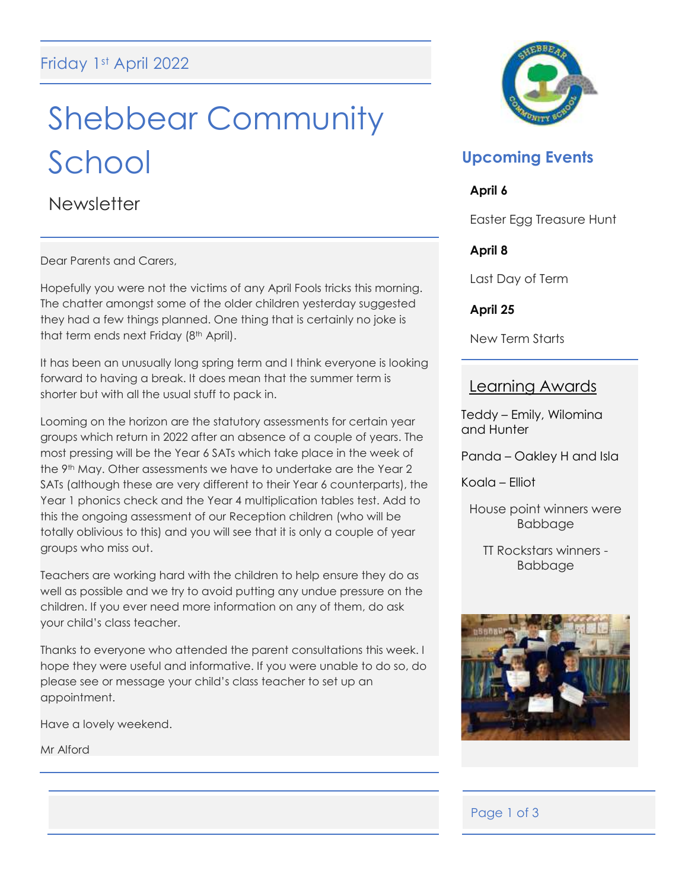Friday 1st April 2022

# Shebbear Community School

## Newsletter

Dear Parents and Carers,

Hopefully you were not the victims of any April Fools tricks this morning. The chatter amongst some of the older children yesterday suggested they had a few things planned. One thing that is certainly no joke is that term ends next Friday (8th April).

It has been an unusually long spring term and I think everyone is looking forward to having a break. It does mean that the summer term is shorter but with all the usual stuff to pack in.

Looming on the horizon are the statutory assessments for certain year groups which return in 2022 after an absence of a couple of years. The most pressing will be the Year 6 SATs which take place in the week of the 9th May. Other assessments we have to undertake are the Year 2 SATs (although these are very different to their Year 6 counterparts), the Year 1 phonics check and the Year 4 multiplication tables test. Add to this the ongoing assessment of our Reception children (who will be totally oblivious to this) and you will see that it is only a couple of year groups who miss out.

Teachers are working hard with the children to help ensure they do as well as possible and we try to avoid putting any undue pressure on the children. If you ever need more information on any of them, do ask your child's class teacher.

Thanks to everyone who attended the parent consultations this week. I hope they were useful and informative. If you were unable to do so, do please see or message your child's class teacher to set up an appointment.

Have a lovely weekend.

Mr Alford

## Upcoming Events

**April 6**

Easter Egg Treasure Hunt

**April 8**

Last Day of Term

**April 25**

New Term Starts

## Learning Awards

Teddy – Emily, Wilomina and Hunter

Panda – Oakley H and Isla

Koala – Elliot

House point winners were Babbage

TT Rockstars winners - Babbage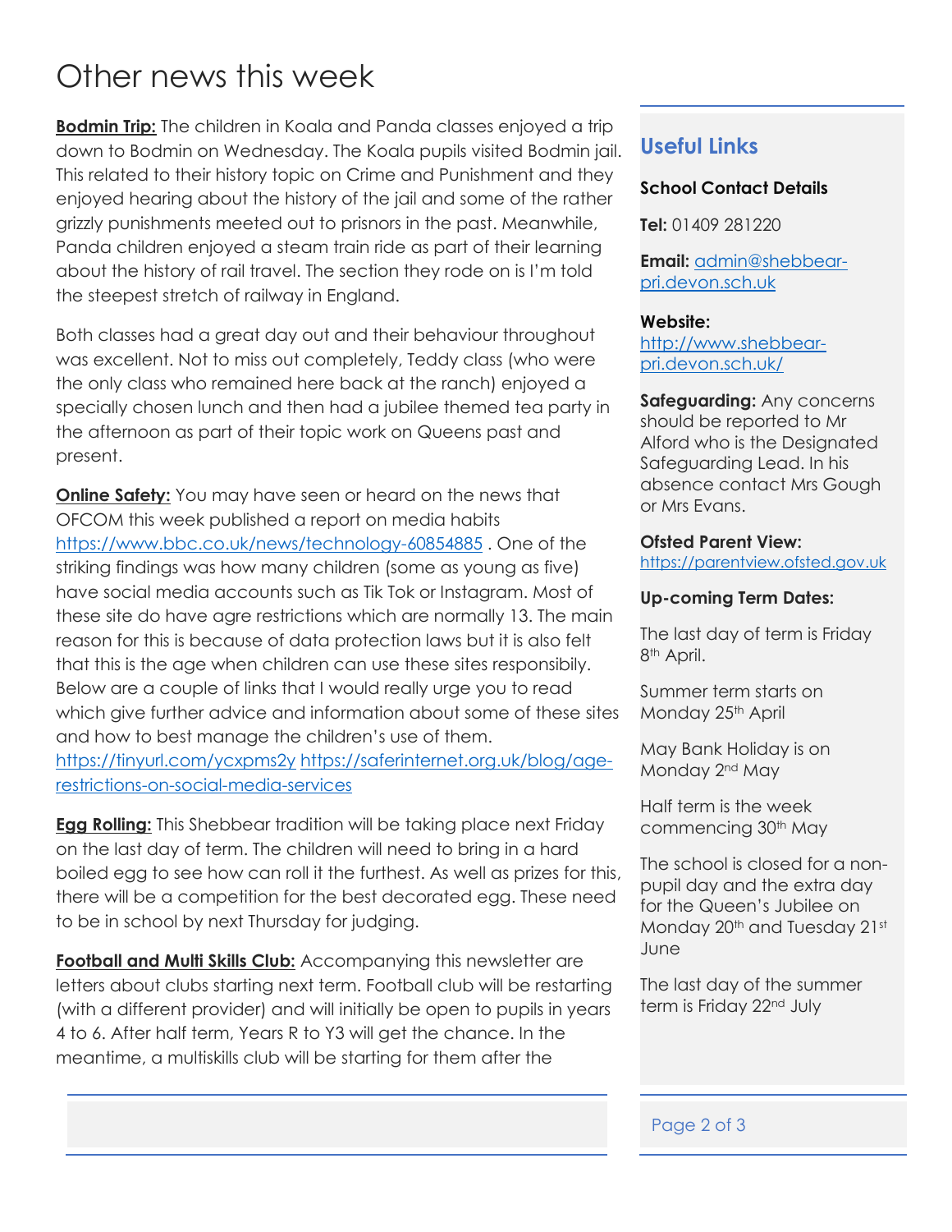# Other news this week

**Bodmin Trip:** The children in Koala and Panda classes enjoyed a trip down to Bodmin on Wednesday. The Koala pupils visited Bodmin jail. This related to their history topic on Crime and Punishment and they enjoyed hearing about the history of the jail and some of the rather grizzly punishments meeted out to prisnors in the past. Meanwhile, Panda children enjoyed a steam train ride as part of their learning about the history of rail travel. The section they rode on is I'm told the steepest stretch of railway in England.

Both classes had a great day out and their behaviour throughout was excellent. Not to miss out completely, Teddy class (who were the only class who remained here back at the ranch) enjoyed a specially chosen lunch and then had a jubilee themed tea party in the afternoon as part of their topic work on Queens past and present.

**Online Safety:** You may have seen or heard on the news that OFCOM this week published a report on media habits https://www.bbc.co.uk/news/technology-60854885 . One of the striking findings was how many children (some as young as five) have social media accounts such as Tik Tok or Instagram. Most of these site do have agre restrictions which are normally 13. The main reason for this is because of data protection laws but it is also felt that this is the age when children can use these sites responsibily. Below are a couple of links that I would really urge you to read which give further advice and information about some of these sites and how to best manage the children's use of them. https://tinyurl.com/ycxpms2y https://saferinternet.org.uk/blog/age-restrictions-on-social-media-services

**Egg Rolling:** This Shebbear tradition will be taking place next Friday on the last day of term. The children will need to bring in a hard boiled egg to see how can roll it the furthest. As well as prizes for this, there will be a competition for the best decorated egg. These need to be in school by next Thursday for judging.

**Football and Multi Skills Club:** Accompanying this newsletter are letters about clubs starting next term. Football club will be restarting (with a different provider) and will initially be open to pupils in years 4 to 6. After half term, Years R to Y3 will get the chance. In the meantime, a multiskills club will be starting for them after the

## Useful Links

**School Contact Details**

**Tel:** 01409 281220

**Email:** admin@shebbear-pri.devon.sch.uk

**Website:** http://www.shebbear-pri.devon.sch.uk/

**Safeguarding:** Any concerns should be reported to Mr Alford who is the Designated Safeguarding Lead. In his absence contact Mrs Gough or Mrs Evans.

**Ofsted Parent View:** https://parentview.ofsted.gov.uk

**Up-coming Term Dates:**

The last day of term is Friday 8th April.

Summer term starts on Monday 25th April

May Bank Holiday is on Monday 2nd May

Half term is the week commencing 30th May

The school is closed for a non-pupil day and the extra day for the Queen's Jubilee on Monday 20th and Tuesday 21st June

The last day of the summer term is Friday 22nd July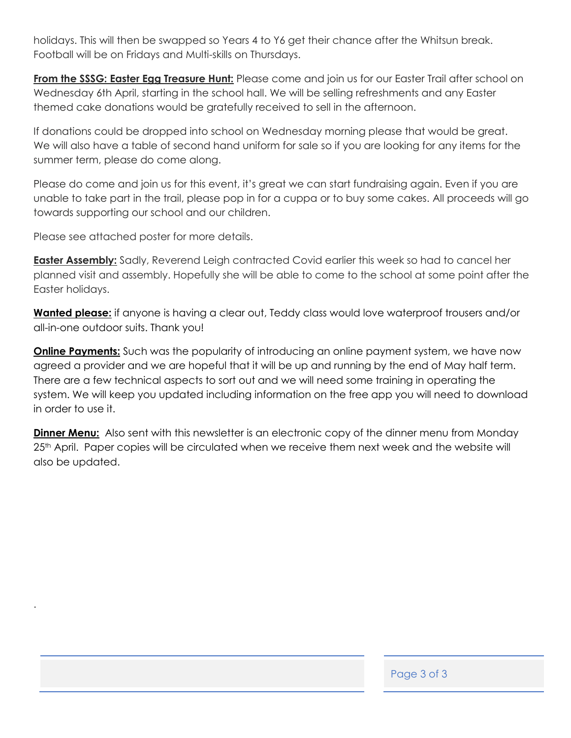holidays. This will then be swapped so Years 4 to Y6 get their chance after the Whitsun break. Football will be on Fridays and Multi-skills on Thursdays.

**From the SSSG: Easter Egg Treasure Hunt:** Please come and join us for our Easter Trail after school on Wednesday 6th April, starting in the school hall. We will be selling refreshments and any Easter themed cake donations would be gratefully received to sell in the afternoon.

If donations could be dropped into school on Wednesday morning please that would be great. We will also have a table of second hand uniform for sale so if you are looking for any items for the summer term, please do come along.

Please do come and join us for this event, it's great we can start fundraising again. Even if you are unable to take part in the trail, please pop in for a cuppa or to buy some cakes. All proceeds will go towards supporting our school and our children.

Please see attached poster for more details.

**Easter Assembly:** Sadly, Reverend Leigh contracted Covid earlier this week so had to cancel her planned visit and assembly. Hopefully she will be able to come to the school at some point after the Easter holidays.

**Wanted please:** if anyone is having a clear out, Teddy class would love waterproof trousers and/or all-in-one outdoor suits. Thank you!

**Online Payments:** Such was the popularity of introducing an online payment system, we have now agreed a provider and we are hopeful that it will be up and running by the end of May half term. There are a few technical aspects to sort out and we will need some training in operating the system. We will keep you updated including information on the free app you will need to download in order to use it.

**Dinner Menu:** Also sent with this newsletter is an electronic copy of the dinner menu from Monday 25th April. Paper copies will be circulated when we receive them next week and the website will also be updated.